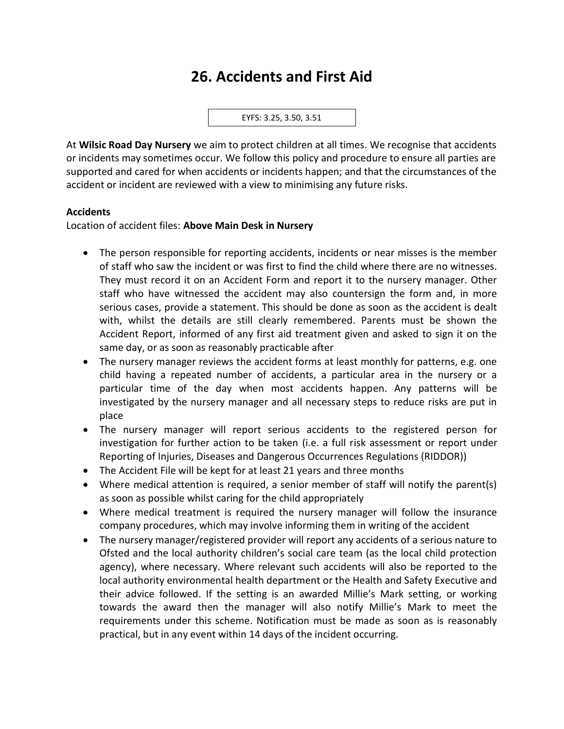# 26. Accidents and First Aid

EYFS: 3.25, 3.50, 3.51

At **Wilsic Road Day Nursery** we aim to protect children at all times. We recognise that accidents or incidents may sometimes occur. We follow this policy and procedure to ensure all parties are supported and cared for when accidents or incidents happen; and that the circumstances of the accident or incident are reviewed with a view to minimising any future risks.

**Accidents**

Location of accident files: **Above Main Desk in Nursery**

- The person responsible for reporting accidents, incidents or near misses is the member of staff who saw the incident or was first to find the child where there are no witnesses. They must record it on an Accident Form and report it to the nursery manager. Other staff who have witnessed the accident may also countersign the form and, in more serious cases, provide a statement. This should be done as soon as the accident is dealt with, whilst the details are still clearly remembered. Parents must be shown the Accident Report, informed of any first aid treatment given and asked to sign it on the same day, or as soon as reasonably practicable after
- The nursery manager reviews the accident forms at least monthly for patterns, e.g. one child having a repeated number of accidents, a particular area in the nursery or a particular time of the day when most accidents happen. Any patterns will be investigated by the nursery manager and all necessary steps to reduce risks are put in place
- The nursery manager will report serious accidents to the registered person for investigation for further action to be taken (i.e. a full risk assessment or report under Reporting of Injuries, Diseases and Dangerous Occurrences Regulations (RIDDOR))
- The Accident File will be kept for at least 21 years and three months
- Where medical attention is required, a senior member of staff will notify the parent(s) as soon as possible whilst caring for the child appropriately
- Where medical treatment is required the nursery manager will follow the insurance company procedures, which may involve informing them in writing of the accident
- The nursery manager/registered provider will report any accidents of a serious nature to Ofsted and the local authority children's social care team (as the local child protection agency), where necessary. Where relevant such accidents will also be reported to the local authority environmental health department or the Health and Safety Executive and their advice followed. If the setting is an awarded Millie's Mark setting, or working towards the award then the manager will also notify Millie's Mark to meet the requirements under this scheme. Notification must be made as soon as is reasonably practical, but in any event within 14 days of the incident occurring.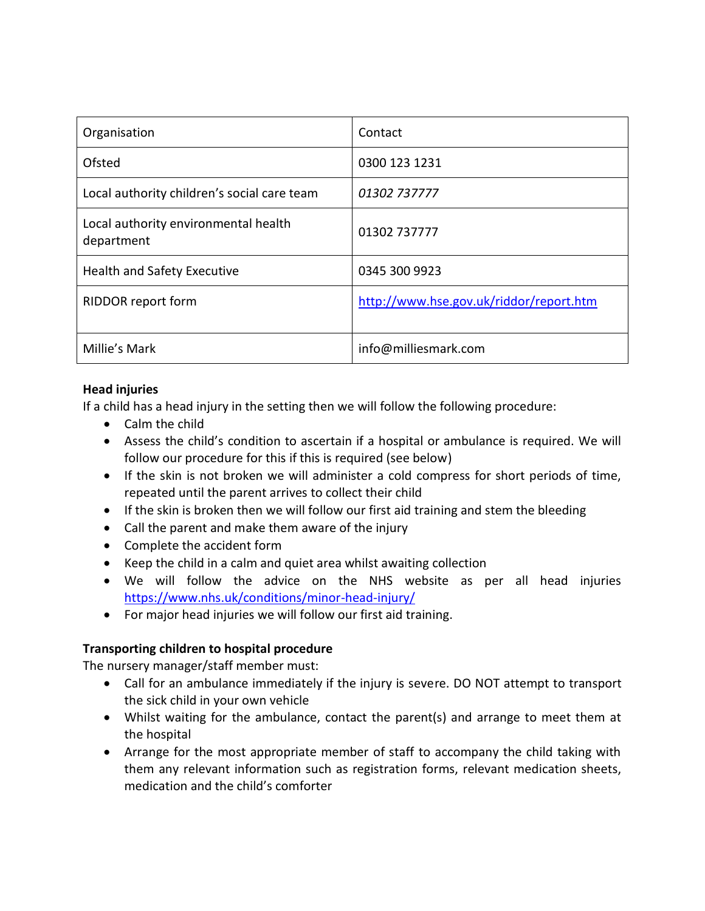| Organisation | Contact |
| --- | --- |
| Ofsted | 0300 123 1231 |
| Local authority children's social care team | *01302 737777* |
| Local authority environmental health department | 01302 737777 |
| Health and Safety Executive | 0345 300 9923 |
| RIDDOR report form | http://www.hse.gov.uk/riddor/report.htm |
| Millie's Mark | info@milliesmark.com |

**Head injuries**

If a child has a head injury in the setting then we will follow the following procedure:

- Calm the child
- Assess the child's condition to ascertain if a hospital or ambulance is required. We will follow our procedure for this if this is required (see below)
- If the skin is not broken we will administer a cold compress for short periods of time, repeated until the parent arrives to collect their child
- If the skin is broken then we will follow our first aid training and stem the bleeding
- Call the parent and make them aware of the injury
- Complete the accident form
- Keep the child in a calm and quiet area whilst awaiting collection
- We will follow the advice on the NHS website as per all head injuries https://www.nhs.uk/conditions/minor-head-injury/
- For major head injuries we will follow our first aid training.

**Transporting children to hospital procedure**

The nursery manager/staff member must:

- Call for an ambulance immediately if the injury is severe. DO NOT attempt to transport the sick child in your own vehicle
- Whilst waiting for the ambulance, contact the parent(s) and arrange to meet them at the hospital
- Arrange for the most appropriate member of staff to accompany the child taking with them any relevant information such as registration forms, relevant medication sheets, medication and the child's comforter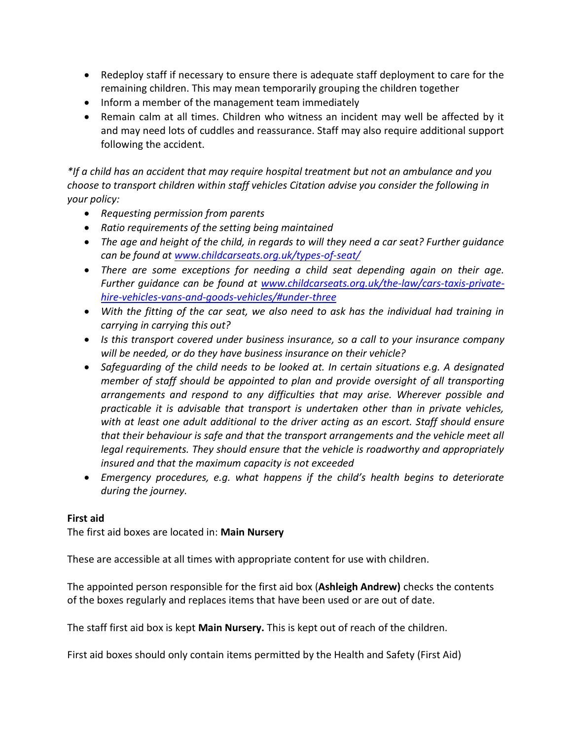- Redeploy staff if necessary to ensure there is adequate staff deployment to care for the remaining children. This may mean temporarily grouping the children together
- Inform a member of the management team immediately
- Remain calm at all times. Children who witness an incident may well be affected by it and may need lots of cuddles and reassurance. Staff may also require additional support following the accident.

**

*If a child has an accident that may require hospital treatment but not an ambulance and you choose to transport children within staff vehicles Citation advise you consider the following in your policy:*

- *Requesting permission from parents*
- *Ratio requirements of the setting being maintained*
- *The age and height of the child, in regards to will they need a car seat? Further guidance can be found at [www.childcarseats.org.uk/types-of-seat/](www.childcarseats.org.uk/types-of-seat/)*
- *There are some exceptions for needing a child seat depending again on their age. Further guidance can be found at [www.childcarseats.org.uk/the-law/cars-taxis-private-hire-vehicles-vans-and-goods-vehicles/#under-three](www.childcarseats.org.uk/the-law/cars-taxis-private-hire-vehicles-vans-and-goods-vehicles/#under-three)*
- *With the fitting of the car seat, we also need to ask has the individual had training in carrying in carrying this out?*
- *Is this transport covered under business insurance, so a call to your insurance company will be needed, or do they have business insurance on their vehicle?*
- *Safeguarding of the child needs to be looked at. In certain situations e.g. A designated member of staff should be appointed to plan and provide oversight of all transporting arrangements and respond to any difficulties that may arise. Wherever possible and practicable it is advisable that transport is undertaken other than in private vehicles, with at least one adult additional to the driver acting as an escort. Staff should ensure that their behaviour is safe and that the transport arrangements and the vehicle meet all legal requirements. They should ensure that the vehicle is roadworthy and appropriately insured and that the maximum capacity is not exceeded*
- *Emergency procedures, e.g. what happens if the child's health begins to deteriorate during the journey.*

**First aid**

The first aid boxes are located in: **Main Nursery**

These are accessible at all times with appropriate content for use with children.

The appointed person responsible for the first aid box (**Ashleigh Andrew)** checks the contents of the boxes regularly and replaces items that have been used or are out of date.

The staff first aid box is kept **Main Nursery.** This is kept out of reach of the children.

First aid boxes should only contain items permitted by the Health and Safety (First Aid)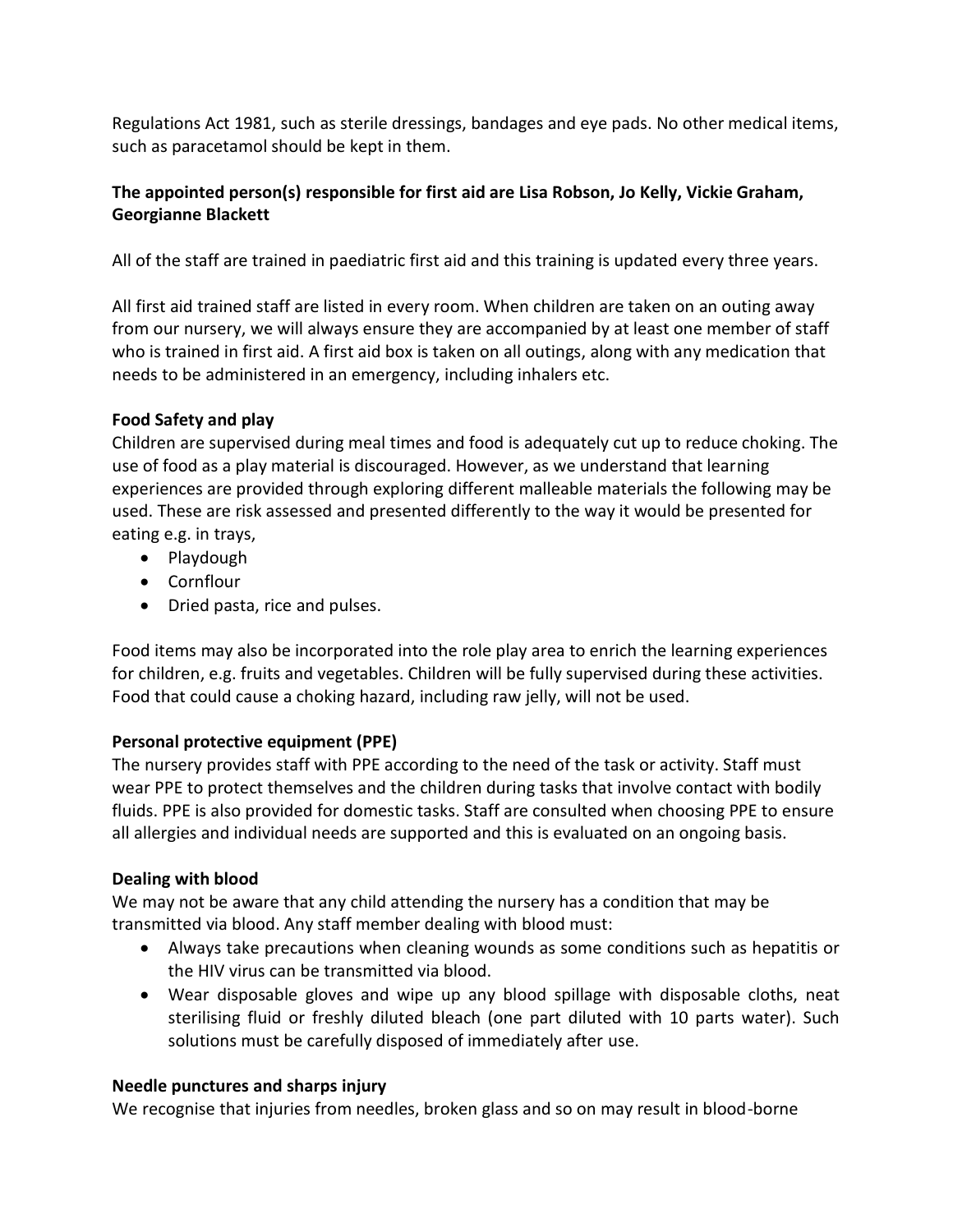Regulations Act 1981, such as sterile dressings, bandages and eye pads. No other medical items, such as paracetamol should be kept in them.

**The appointed person(s) responsible for first aid are Lisa Robson, Jo Kelly, Vickie Graham, Georgianne Blackett**

All of the staff are trained in paediatric first aid and this training is updated every three years.

All first aid trained staff are listed in every room. When children are taken on an outing away from our nursery, we will always ensure they are accompanied by at least one member of staff who is trained in first aid. A first aid box is taken on all outings, along with any medication that needs to be administered in an emergency, including inhalers etc.

**Food Safety and play**

Children are supervised during meal times and food is adequately cut up to reduce choking. The use of food as a play material is discouraged. However, as we understand that learning experiences are provided through exploring different malleable materials the following may be used. These are risk assessed and presented differently to the way it would be presented for eating e.g. in trays,

- Playdough
- Cornflour
- Dried pasta, rice and pulses.

Food items may also be incorporated into the role play area to enrich the learning experiences for children, e.g. fruits and vegetables. Children will be fully supervised during these activities. Food that could cause a choking hazard, including raw jelly, will not be used.

**Personal protective equipment (PPE)**

The nursery provides staff with PPE according to the need of the task or activity. Staff must wear PPE to protect themselves and the children during tasks that involve contact with bodily fluids. PPE is also provided for domestic tasks. Staff are consulted when choosing PPE to ensure all allergies and individual needs are supported and this is evaluated on an ongoing basis.

**Dealing with blood**

We may not be aware that any child attending the nursery has a condition that may be transmitted via blood. Any staff member dealing with blood must:

- Always take precautions when cleaning wounds as some conditions such as hepatitis or the HIV virus can be transmitted via blood.
- Wear disposable gloves and wipe up any blood spillage with disposable cloths, neat sterilising fluid or freshly diluted bleach (one part diluted with 10 parts water). Such solutions must be carefully disposed of immediately after use.

**Needle punctures and sharps injury**

We recognise that injuries from needles, broken glass and so on may result in blood-borne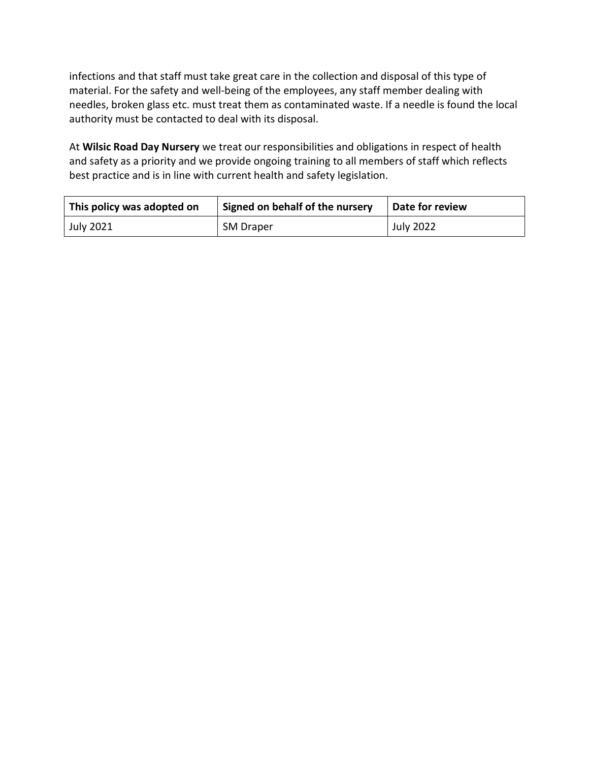infections and that staff must take great care in the collection and disposal of this type of material. For the safety and well-being of the employees, any staff member dealing with needles, broken glass etc. must treat them as contaminated waste. If a needle is found the local authority must be contacted to deal with its disposal.

At **Wilsic Road Day Nursery** we treat our responsibilities and obligations in respect of health and safety as a priority and we provide ongoing training to all members of staff which reflects best practice and is in line with current health and safety legislation.

| **This policy was adopted on** | **Signed on behalf of the nursery** | **Date for review** |
|---|---|---|
| July 2021 | SM Draper | July 2022 |